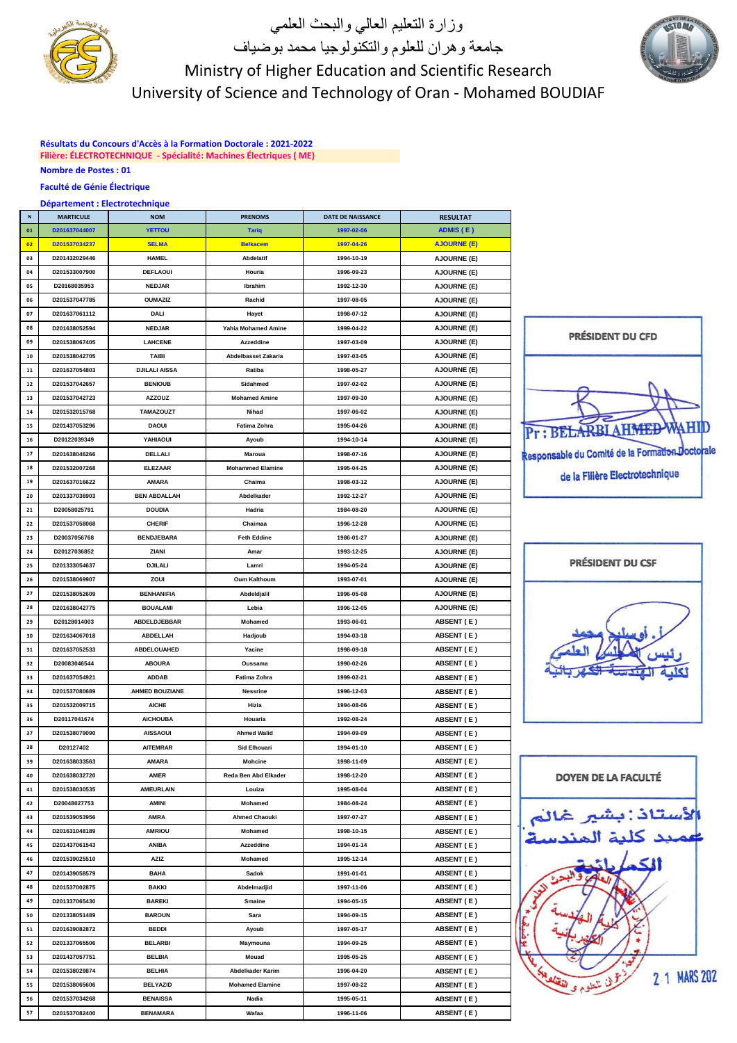وزارة التعليم العالي والبحث العلمي

جامعة وهران للعلوم والتكنولوجيا محمد بوضياف

Ministry of Higher Education and Scientific Research

University of Science and Technology of Oran - Mohamed BOUDIAF

**Résultats du Concours d'Accès à la Formation Doctorale : 2021-2022**

**Filière: ÉLECTROTECHNIQUE - Spécialité: Machines Électriques ( ME)**

**Nombre de Postes : 01**

**Faculté de Génie Électrique**

**Département : Electrotechnique**

| N | MARTICULE | NOM | PRENOMS | DATE DE NAISSANCE | RESULTAT |
|---|---|---|---|---|---|
| 01 | D201637044007 | YETTOU | Tariq | 1997-02-06 | ADMIS ( E ) |
| 02 | D201537034237 | SELMA | Belkacem | 1997-04-26 | AJOURNE (E) |
| 03 | D201432029446 | HAMEL | Abdelatif | 1994-10-19 | AJOURNE (E) |
| 04 | D201533007900 | DEFLAOUI | Houria | 1996-09-23 | AJOURNE (E) |
| 05 | D20168035953 | NEDJAR | Ibrahim | 1992-12-30 | AJOURNE (E) |
| 06 | D201537047785 | OUMAZIZ | Rachid | 1997-08-05 | AJOURNE (E) |
| 07 | D201637061112 | DALI | Hayet | 1998-07-12 | AJOURNE (E) |
| 08 | D201638052594 | NEDJAR | Yahia Mohamed Amine | 1999-04-22 | AJOURNE (E) |
| 09 | D201538067405 | LAHCENE | Azzeddine | 1997-03-09 | AJOURNE (E) |
| 10 | D201538042705 | TAIBI | Abdelbasset Zakaria | 1997-03-05 | AJOURNE (E) |
| 11 | D201637054803 | DJILALI AISSA | Ratiba | 1998-05-27 | AJOURNE (E) |
| 12 | D201537042657 | BENIOUB | Sidahmed | 1997-02-02 | AJOURNE (E) |
| 13 | D201537042723 | AZZOUZ | Mohamed Amine | 1997-09-30 | AJOURNE (E) |
| 14 | D201532015768 | TAMAZOUZT | Nihad | 1997-06-02 | AJOURNE (E) |
| 15 | D201437053296 | DAOUI | Fatima Zohra | 1995-04-26 | AJOURNE (E) |
| 16 | D20122039349 | YAHIAOUI | Ayoub | 1994-10-14 | AJOURNE (E) |
| 17 | D201638046266 | DELLALI | Maroua | 1998-07-16 | AJOURNE (E) |
| 18 | D201532007268 | ELEZAAR | Mohammed Elamine | 1995-04-25 | AJOURNE (E) |
| 19 | D201637016622 | AMARA | Chaima | 1998-03-12 | AJOURNE (E) |
| 20 | D201337036903 | BEN ABDALLAH | Abdelkader | 1992-12-27 | AJOURNE (E) |
| 21 | D20058025791 | DOUDIA | Hadria | 1984-08-20 | AJOURNE (E) |
| 22 | D201537058068 | CHERIF | Chaimaa | 1996-12-28 | AJOURNE (E) |
| 23 | D20037056768 | BENDJEBARA | Feth Eddine | 1986-01-27 | AJOURNE (E) |
| 24 | D20127036852 | ZIANI | Amar | 1993-12-25 | AJOURNE (E) |
| 25 | D201333054637 | DJILALI | Lamri | 1994-05-24 | AJOURNE (E) |
| 26 | D201538069907 | ZOUI | Oum Kalthoum | 1993-07-01 | AJOURNE (E) |
| 27 | D201538052609 | BENHANIFIA | Abdeldjalil | 1996-05-08 | AJOURNE (E) |
| 28 | D201638042775 | BOUALAMI | Lebia | 1996-12-05 | AJOURNE (E) |
| 29 | D20128014003 | ABDELDJEBBAR | Mohamed | 1993-06-01 | ABSENT ( E ) |
| 30 | D201634067018 | ABDELLAH | Hadjoub | 1994-03-18 | ABSENT ( E ) |
| 31 | D201637052533 | ABDELOUAHED | Yacine | 1998-09-18 | ABSENT ( E ) |
| 32 | D20083046544 | ABOURA | Oussama | 1990-02-26 | ABSENT ( E ) |
| 33 | D201637054921 | ADDAB | Fatima Zohra | 1999-02-21 | ABSENT ( E ) |
| 34 | D201537080689 | AHMED BOUZIANE | Nessrine | 1996-12-03 | ABSENT ( E ) |
| 35 | D201532009715 | AICHE | Hizia | 1994-08-06 | ABSENT ( E ) |
| 36 | D20117041674 | AICHOUBA | Houaria | 1992-08-24 | ABSENT ( E ) |
| 37 | D201538079090 | AISSAOUI | Ahmed Walid | 1994-09-09 | ABSENT ( E ) |
| 38 | D20127402 | AITEMRAR | Sid Elhouari | 1994-01-10 | ABSENT ( E ) |
| 39 | D201638033563 | AMARA | Mohcine | 1998-11-09 | ABSENT ( E ) |
| 40 | D201638032720 | AMER | Reda Ben Abd Elkader | 1998-12-20 | ABSENT ( E ) |
| 41 | D201538030535 | AMEURLAIN | Louiza | 1995-08-04 | ABSENT ( E ) |
| 42 | D20048027753 | AMINI | Mohamed | 1984-08-24 | ABSENT ( E ) |
| 43 | D201539053956 | AMRA | Ahmed Chaouki | 1997-07-27 | ABSENT ( E ) |
| 44 | D201631048189 | AMRIOU | Mohamed | 1998-10-15 | ABSENT ( E ) |
| 45 | D201437061543 | ANIBA | Azzeddine | 1994-01-14 | ABSENT ( E ) |
| 46 | D201539025510 | AZIZ | Mohamed | 1995-12-14 | ABSENT ( E ) |
| 47 | D201439058579 | BAHA | Sadok | 1991-01-01 | ABSENT ( E ) |
| 48 | D201537002875 | BAKKI | Abdelmadjid | 1997-11-06 | ABSENT ( E ) |
| 49 | D201337065430 | BAREKI | Smaine | 1994-05-15 | ABSENT ( E ) |
| 50 | D201338051489 | BAROUN | Sara | 1994-09-15 | ABSENT ( E ) |
| 51 | D201639082872 | BEDDI | Ayoub | 1997-05-17 | ABSENT ( E ) |
| 52 | D201337065506 | BELARBI | Maymouna | 1994-09-25 | ABSENT ( E ) |
| 53 | D201437057751 | BELBIA | Mouad | 1995-05-25 | ABSENT ( E ) |
| 54 | D201538029874 | BELHIA | Abdelkader Karim | 1996-04-20 | ABSENT ( E ) |
| 55 | D201538065606 | BELYAZID | Mohamed Elamine | 1997-08-22 | ABSENT ( E ) |
| 56 | D201537034268 | BENAISSA | Nadia | 1995-05-11 | ABSENT ( E ) |
| 57 | D201537082400 | BENAMARA | Wafaa | 1996-11-06 | ABSENT ( E ) |

**PRÉSIDENT DU CFD**

Pr : BELARBI AHMED WAHID

Responsable du Comité de la Formation Doctorale de la Filière Electrotechnique

**PRÉSIDENT DU CSF**

أ. أوسليم محمد

رئيس المجلس العلمي

لكلية الهندسة الكهربائية

**DOYEN DE LA FACULTÉ**

الأستاذ: بشير غالم

عميد كلية الهندسة

الكهربائية

21 MARS 202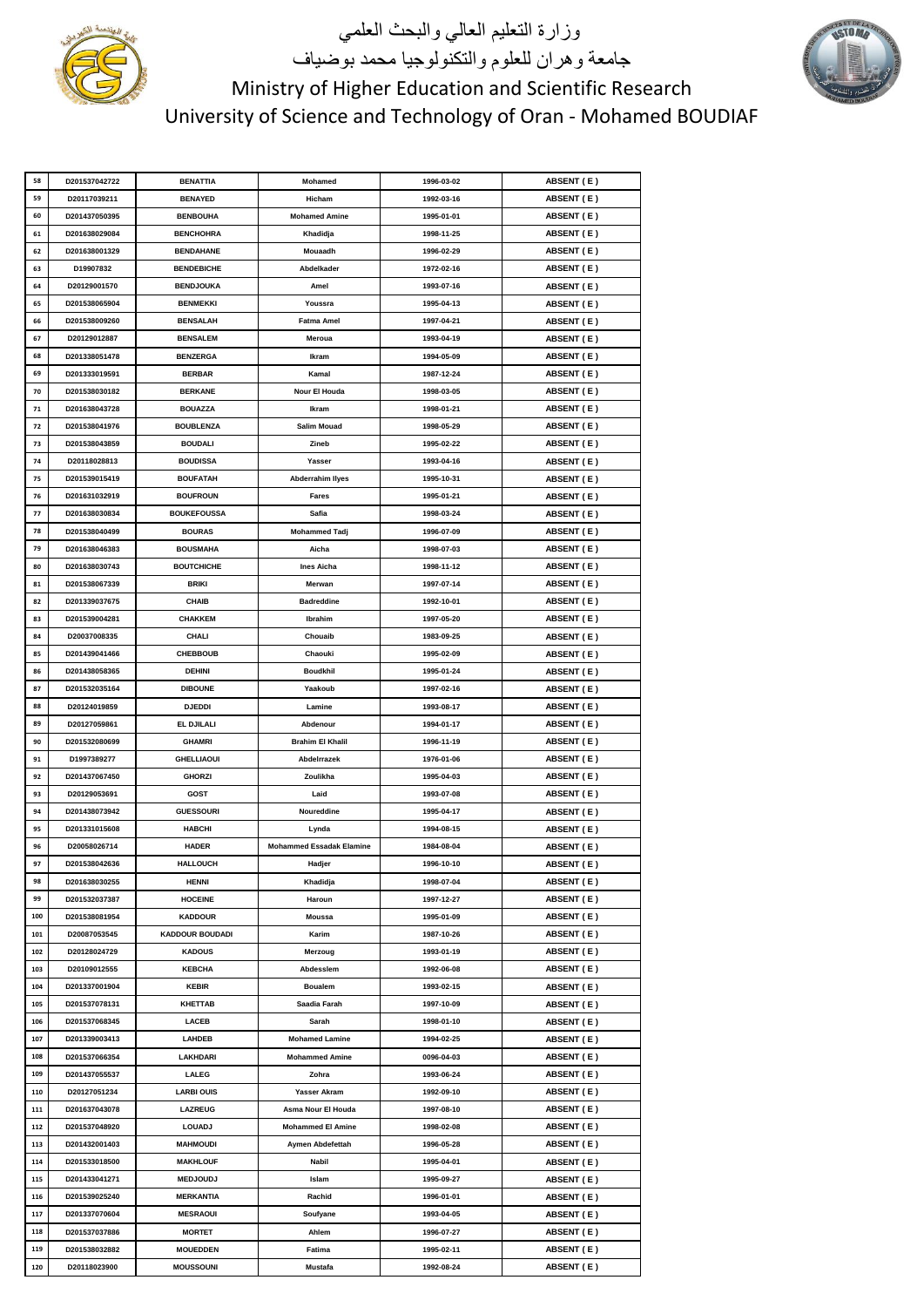وزارة التعليم العالي والبحث العلمي
جامعة وهران للعلوم والتكنولوجيا محمد بوضياف

Ministry of Higher Education and Scientific Research
University of Science and Technology of Oran - Mohamed BOUDIAF

| | | | | | |
|---|---|---|---|---|---|
| 58 | D201537042722 | BENATTIA | Mohamed | 1996-03-02 | ABSENT ( E ) |
| 59 | D20117039211 | BENAYED | Hicham | 1992-03-16 | ABSENT ( E ) |
| 60 | D201437050395 | BENBOUHA | Mohamed Amine | 1995-01-01 | ABSENT ( E ) |
| 61 | D201638029084 | BENCHOHRA | Khadidja | 1998-11-25 | ABSENT ( E ) |
| 62 | D201638001329 | BENDAHANE | Mouaadh | 1996-02-29 | ABSENT ( E ) |
| 63 | D19907832 | BENDEBICHE | Abdelkader | 1972-02-16 | ABSENT ( E ) |
| 64 | D20129001570 | BENDJOUKA | Amel | 1993-07-16 | ABSENT ( E ) |
| 65 | D201538065904 | BENMEKKI | Youssra | 1995-04-13 | ABSENT ( E ) |
| 66 | D201538009260 | BENSALAH | Fatma Amel | 1997-04-21 | ABSENT ( E ) |
| 67 | D20129012887 | BENSALEM | Meroua | 1993-04-19 | ABSENT ( E ) |
| 68 | D201338051478 | BENZERGA | Ikram | 1994-05-09 | ABSENT ( E ) |
| 69 | D201333019591 | BERBAR | Kamal | 1987-12-24 | ABSENT ( E ) |
| 70 | D201538030182 | BERKANE | Nour El Houda | 1998-03-05 | ABSENT ( E ) |
| 71 | D201638043728 | BOUAZZA | Ikram | 1998-01-21 | ABSENT ( E ) |
| 72 | D201538041976 | BOUBLENZA | Salim Mouad | 1998-05-29 | ABSENT ( E ) |
| 73 | D201538043859 | BOUDALI | Zineb | 1995-02-22 | ABSENT ( E ) |
| 74 | D20118028813 | BOUDISSA | Yasser | 1993-04-16 | ABSENT ( E ) |
| 75 | D201539015419 | BOUFATAH | Abderrahim Ilyes | 1995-10-31 | ABSENT ( E ) |
| 76 | D201631032919 | BOUFROUN | Fares | 1995-01-21 | ABSENT ( E ) |
| 77 | D201638030834 | BOUKEFOUSSA | Safia | 1998-03-24 | ABSENT ( E ) |
| 78 | D201538040499 | BOURAS | Mohammed Tadj | 1996-07-09 | ABSENT ( E ) |
| 79 | D201638046383 | BOUSMAHA | Aicha | 1998-07-03 | ABSENT ( E ) |
| 80 | D201638030743 | BOUTCHICHE | Ines Aicha | 1998-11-12 | ABSENT ( E ) |
| 81 | D201538067339 | BRIKI | Merwan | 1997-07-14 | ABSENT ( E ) |
| 82 | D201339037675 | CHAIB | Badreddine | 1992-10-01 | ABSENT ( E ) |
| 83 | D201539004281 | CHAKKEM | Ibrahim | 1997-05-20 | ABSENT ( E ) |
| 84 | D20037008335 | CHALI | Chouaib | 1983-09-25 | ABSENT ( E ) |
| 85 | D201439041466 | CHEBBOUB | Chaouki | 1995-02-09 | ABSENT ( E ) |
| 86 | D201438058365 | DEHINI | Boudkhil | 1995-01-24 | ABSENT ( E ) |
| 87 | D201532035164 | DIBOUNE | Yaakoub | 1997-02-16 | ABSENT ( E ) |
| 88 | D20124019859 | DJEDDI | Lamine | 1993-08-17 | ABSENT ( E ) |
| 89 | D20127059861 | EL DJILALI | Abdenour | 1994-01-17 | ABSENT ( E ) |
| 90 | D201532080699 | GHAMRI | Brahim El Khalil | 1996-11-19 | ABSENT ( E ) |
| 91 | D1997389277 | GHELLIAOUI | Abdelrrazek | 1976-01-06 | ABSENT ( E ) |
| 92 | D201437067450 | GHORZI | Zoulikha | 1995-04-03 | ABSENT ( E ) |
| 93 | D20129053691 | GOST | Laid | 1993-07-08 | ABSENT ( E ) |
| 94 | D201438073942 | GUESSOURI | Noureddine | 1995-04-17 | ABSENT ( E ) |
| 95 | D201331015608 | HABCHI | Lynda | 1994-08-15 | ABSENT ( E ) |
| 96 | D20058026714 | HADER | Mohammed Essadak Elamine | 1984-08-04 | ABSENT ( E ) |
| 97 | D201538042636 | HALLOUCH | Hadjer | 1996-10-10 | ABSENT ( E ) |
| 98 | D201638030255 | HENNI | Khadidja | 1998-07-04 | ABSENT ( E ) |
| 99 | D201532037387 | HOCEINE | Haroun | 1997-12-27 | ABSENT ( E ) |
| 100 | D201538081954 | KADDOUR | Moussa | 1995-01-09 | ABSENT ( E ) |
| 101 | D20087053545 | KADDOUR BOUDADI | Karim | 1987-10-26 | ABSENT ( E ) |
| 102 | D20128024729 | KADOUS | Merzoug | 1993-01-19 | ABSENT ( E ) |
| 103 | D20109012555 | KEBCHA | Abdesslem | 1992-06-08 | ABSENT ( E ) |
| 104 | D201337001904 | KEBIR | Boualem | 1993-02-15 | ABSENT ( E ) |
| 105 | D201537078131 | KHETTAB | Saadia Farah | 1997-10-09 | ABSENT ( E ) |
| 106 | D201537068345 | LACEB | Sarah | 1998-01-10 | ABSENT ( E ) |
| 107 | D201339003413 | LAHDEB | Mohamed Lamine | 1994-02-25 | ABSENT ( E ) |
| 108 | D201537066354 | LAKHDARI | Mohammed Amine | 0096-04-03 | ABSENT ( E ) |
| 109 | D201437055537 | LALEG | Zohra | 1993-06-24 | ABSENT ( E ) |
| 110 | D20127051234 | LARBI OUIS | Yasser Akram | 1992-09-10 | ABSENT ( E ) |
| 111 | D201637043078 | LAZREUG | Asma Nour El Houda | 1997-08-10 | ABSENT ( E ) |
| 112 | D201537048920 | LOUADJ | Mohammed El Amine | 1998-02-08 | ABSENT ( E ) |
| 113 | D201432001403 | MAHMOUDI | Aymen Abdefettah | 1996-05-28 | ABSENT ( E ) |
| 114 | D201533018500 | MAKHLOUF | Nabil | 1995-04-01 | ABSENT ( E ) |
| 115 | D201433041271 | MEDJOUDJ | Islam | 1995-09-27 | ABSENT ( E ) |
| 116 | D201539025240 | MERKANTIA | Rachid | 1996-01-01 | ABSENT ( E ) |
| 117 | D201337070604 | MESRAOUI | Soufyane | 1993-04-05 | ABSENT ( E ) |
| 118 | D201537037886 | MORTET | Ahlem | 1996-07-27 | ABSENT ( E ) |
| 119 | D201538032882 | MOUEDDEN | Fatima | 1995-02-11 | ABSENT ( E ) |
| 120 | D20118023900 | MOUSSOUNI | Mustafa | 1992-08-24 | ABSENT ( E ) |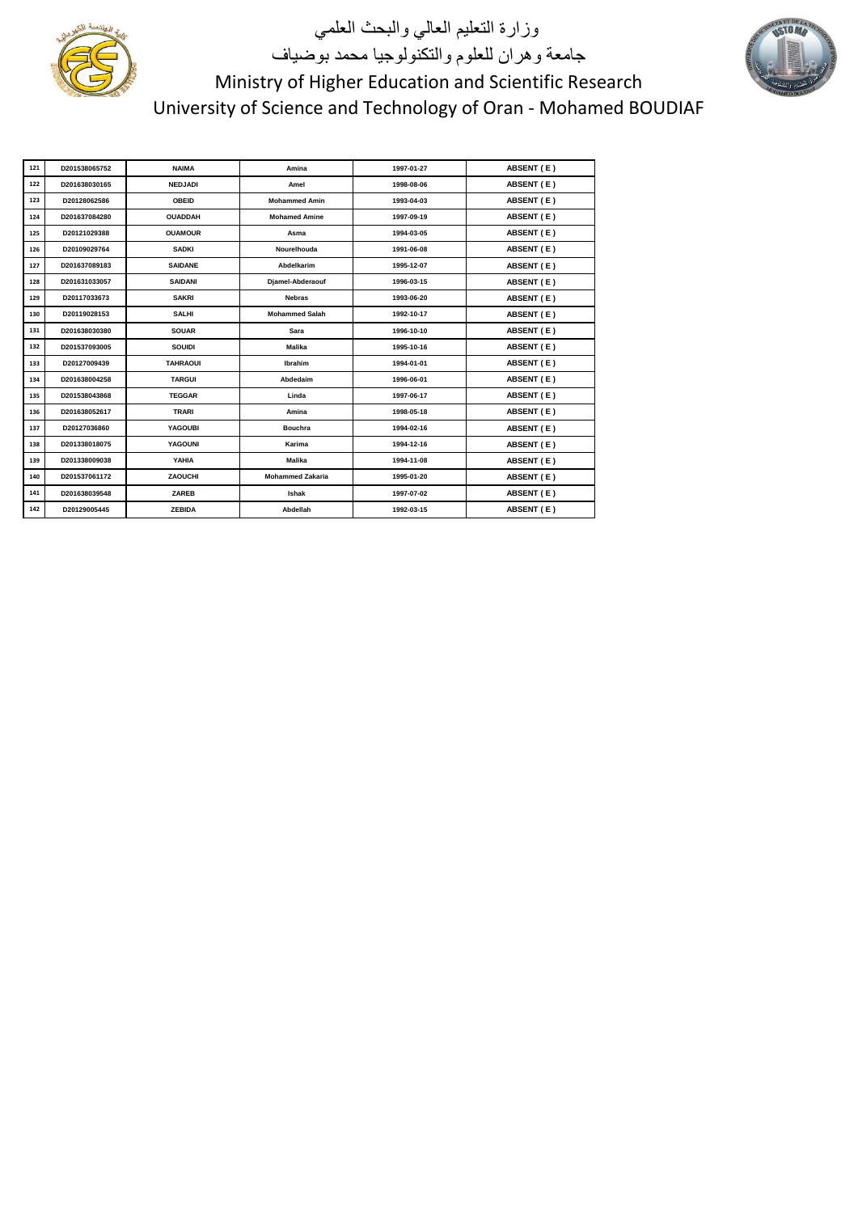وزارة التعليم العالي والبحث العلمي
جامعة وهران للعلوم والتكنولوجيا محمد بوضياف

Ministry of Higher Education and Scientific Research
University of Science and Technology of Oran - Mohamed BOUDIAF

| 121 | D201538065752 | NAIMA | Amina | 1997-01-27 | ABSENT ( E ) |
|---|---|---|---|---|---|
| 122 | D201638030165 | NEDJADI | Amel | 1998-08-06 | ABSENT ( E ) |
| 123 | D20128062586 | OBEID | Mohammed Amin | 1993-04-03 | ABSENT ( E ) |
| 124 | D201637084280 | OUADDAH | Mohamed Amine | 1997-09-19 | ABSENT ( E ) |
| 125 | D20121029388 | OUAMOUR | Asma | 1994-03-05 | ABSENT ( E ) |
| 126 | D20109029764 | SADKI | Nourelhouda | 1991-06-08 | ABSENT ( E ) |
| 127 | D201637089183 | SAIDANE | Abdelkarim | 1995-12-07 | ABSENT ( E ) |
| 128 | D201631033057 | SAIDANI | Djamel-Abderaouf | 1996-03-15 | ABSENT ( E ) |
| 129 | D20117033673 | SAKRI | Nebras | 1993-06-20 | ABSENT ( E ) |
| 130 | D20119028153 | SALHI | Mohammed Salah | 1992-10-17 | ABSENT ( E ) |
| 131 | D201638030380 | SOUAR | Sara | 1996-10-10 | ABSENT ( E ) |
| 132 | D201537093005 | SOUIDI | Malika | 1995-10-16 | ABSENT ( E ) |
| 133 | D20127009439 | TAHRAOUI | Ibrahim | 1994-01-01 | ABSENT ( E ) |
| 134 | D201638004258 | TARGUI | Abdedaim | 1996-06-01 | ABSENT ( E ) |
| 135 | D201538043868 | TEGGAR | Linda | 1997-06-17 | ABSENT ( E ) |
| 136 | D201638052617 | TRARI | Amina | 1998-05-18 | ABSENT ( E ) |
| 137 | D20127036860 | YAGOUBI | Bouchra | 1994-02-16 | ABSENT ( E ) |
| 138 | D201338018075 | YAGOUNI | Karima | 1994-12-16 | ABSENT ( E ) |
| 139 | D201338009038 | YAHIA | Malika | 1994-11-08 | ABSENT ( E ) |
| 140 | D201537061172 | ZAOUCHI | Mohammed Zakaria | 1995-01-20 | ABSENT ( E ) |
| 141 | D201638039548 | ZAREB | Ishak | 1997-07-02 | ABSENT ( E ) |
| 142 | D20129005445 | ZEBIDA | Abdellah | 1992-03-15 | ABSENT ( E ) |